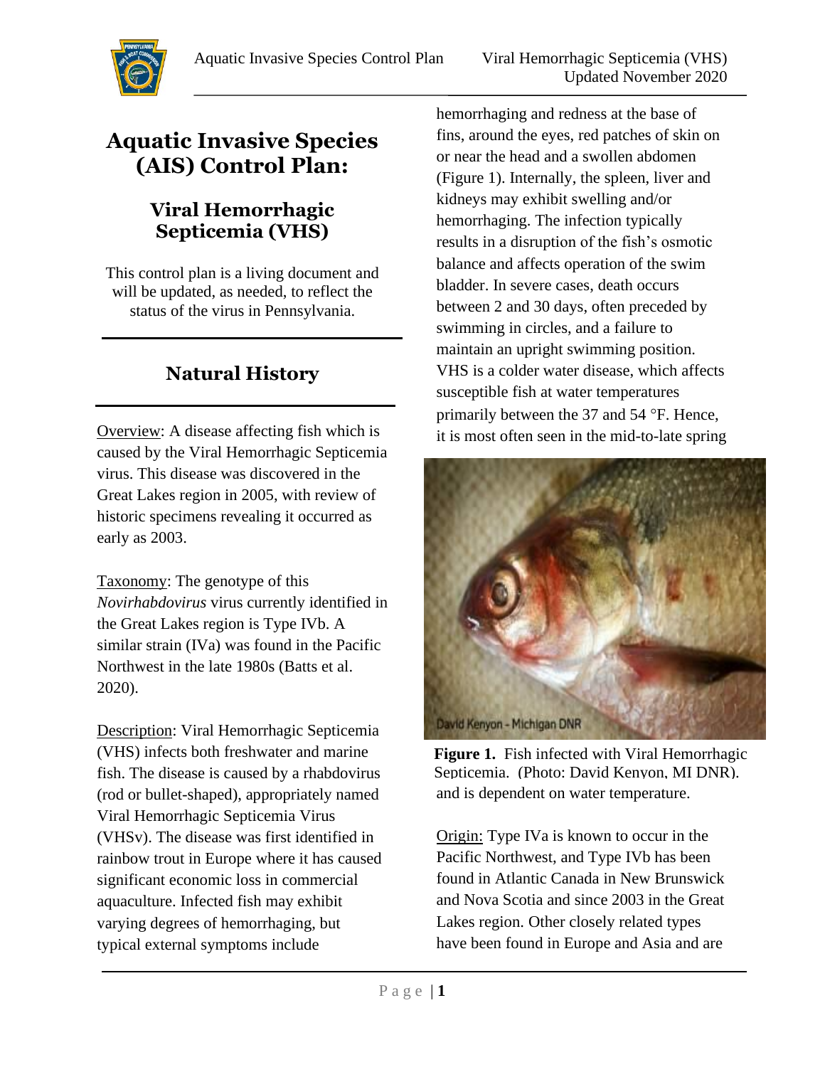# Aquatic Invasive Species (AIS) Control Plan:

## Viral Hemorrhagic Septicemia (VHS)

This control plan is a living document and will be updated, as needed, to reflect the status of the virus in Pennsylvania.

## Natural History

Overview: A disease affecting fish which is caused by the Viral Hemorrhagic Septicemia virus. This disease was discovered in the Great Lakes region in 2005, with review of historic specimens revealing it occurred as early as 2003.

Taxonomy: The genotype of this *Novirhabdovirus* virus currently identified in the Great Lakes region is Type IVb. A similar strain (IVa) was found in the Pacific Northwest in the late 1980s (Batts et al. 2020).

Description: Viral Hemorrhagic Septicemia (VHS) infects both freshwater and marine fish. The disease is caused by a rhabdovirus (rod or bullet-shaped), appropriately named Viral Hemorrhagic Septicemia Virus (VHSv). The disease was first identified in rainbow trout in Europe where it has caused significant economic loss in commercial aquaculture. Infected fish may exhibit varying degrees of hemorrhaging, but typical external symptoms include hemorrhaging and redness at the base of fins, around the eyes, red patches of skin on or near the head and a swollen abdomen (Figure 1). Internally, the spleen, liver and kidneys may exhibit swelling and/or hemorrhaging. The infection typically results in a disruption of the fish's osmotic balance and affects operation of the swim bladder. In severe cases, death occurs between 2 and 30 days, often preceded by swimming in circles, and a failure to maintain an upright swimming position. VHS is a colder water disease, which affects susceptible fish at water temperatures primarily between the 37 and 54 °F. Hence, it is most often seen in the mid-to-late spring and is dependent on water temperature.

**Figure 1.** Fish infected with Viral Hemorrhagic Septicemia. (Photo: David Kenyon, MI DNR).

Origin: Type IVa is known to occur in the Pacific Northwest, and Type IVb has been found in Atlantic Canada in New Brunswick and Nova Scotia and since 2003 in the Great Lakes region. Other closely related types have been found in Europe and Asia and are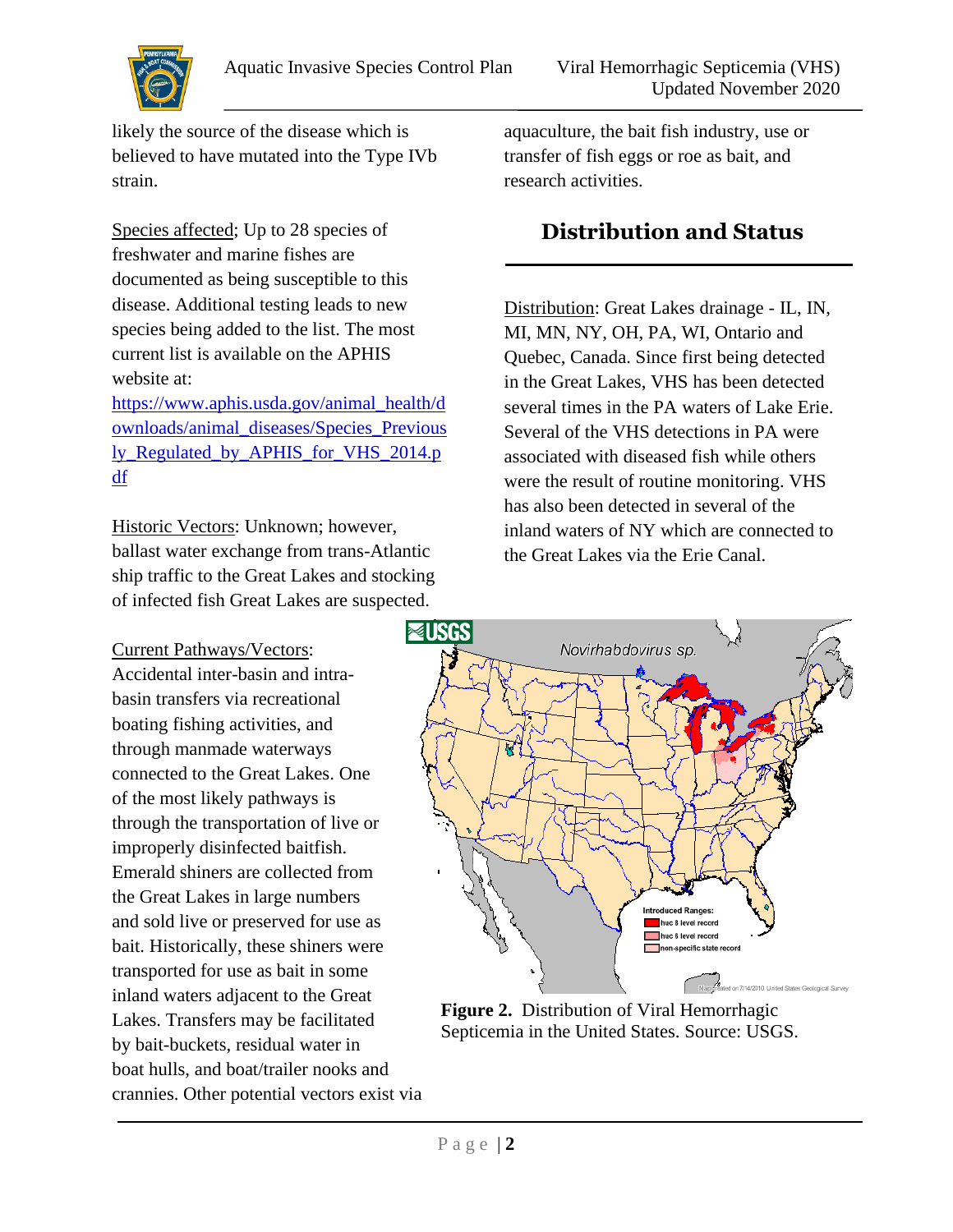likely the source of the disease which is believed to have mutated into the Type IVb strain.

Species affected; Up to 28 species of freshwater and marine fishes are documented as being susceptible to this disease. Additional testing leads to new species being added to the list. The most current list is available on the APHIS website at: https://www.aphis.usda.gov/animal_health/downloads/animal_diseases/Species_Previously_Regulated_by_APHIS_for_VHS_2014.pdf

Historic Vectors: Unknown; however, ballast water exchange from trans-Atlantic ship traffic to the Great Lakes and stocking of infected fish Great Lakes are suspected.

Current Pathways/Vectors: Accidental inter-basin and intra-basin transfers via recreational boating fishing activities, and through manmade waterways connected to the Great Lakes. One of the most likely pathways is through the transportation of live or improperly disinfected baitfish. Emerald shiners are collected from the Great Lakes in large numbers and sold live or preserved for use as bait. Historically, these shiners were transported for use as bait in some inland waters adjacent to the Great Lakes. Transfers may be facilitated by bait-buckets, residual water in boat hulls, and boat/trailer nooks and crannies. Other potential vectors exist via aquaculture, the bait fish industry, use or transfer of fish eggs or roe as bait, and research activities.

## Distribution and Status

Distribution: Great Lakes drainage - IL, IN, MI, MN, NY, OH, PA, WI, Ontario and Quebec, Canada. Since first being detected in the Great Lakes, VHS has been detected several times in the PA waters of Lake Erie. Several of the VHS detections in PA were associated with diseased fish while others were the result of routine monitoring. VHS has also been detected in several of the inland waters of NY which are connected to the Great Lakes via the Erie Canal.

**Figure 2.** Distribution of Viral Hemorrhagic Septicemia in the United States. Source: USGS.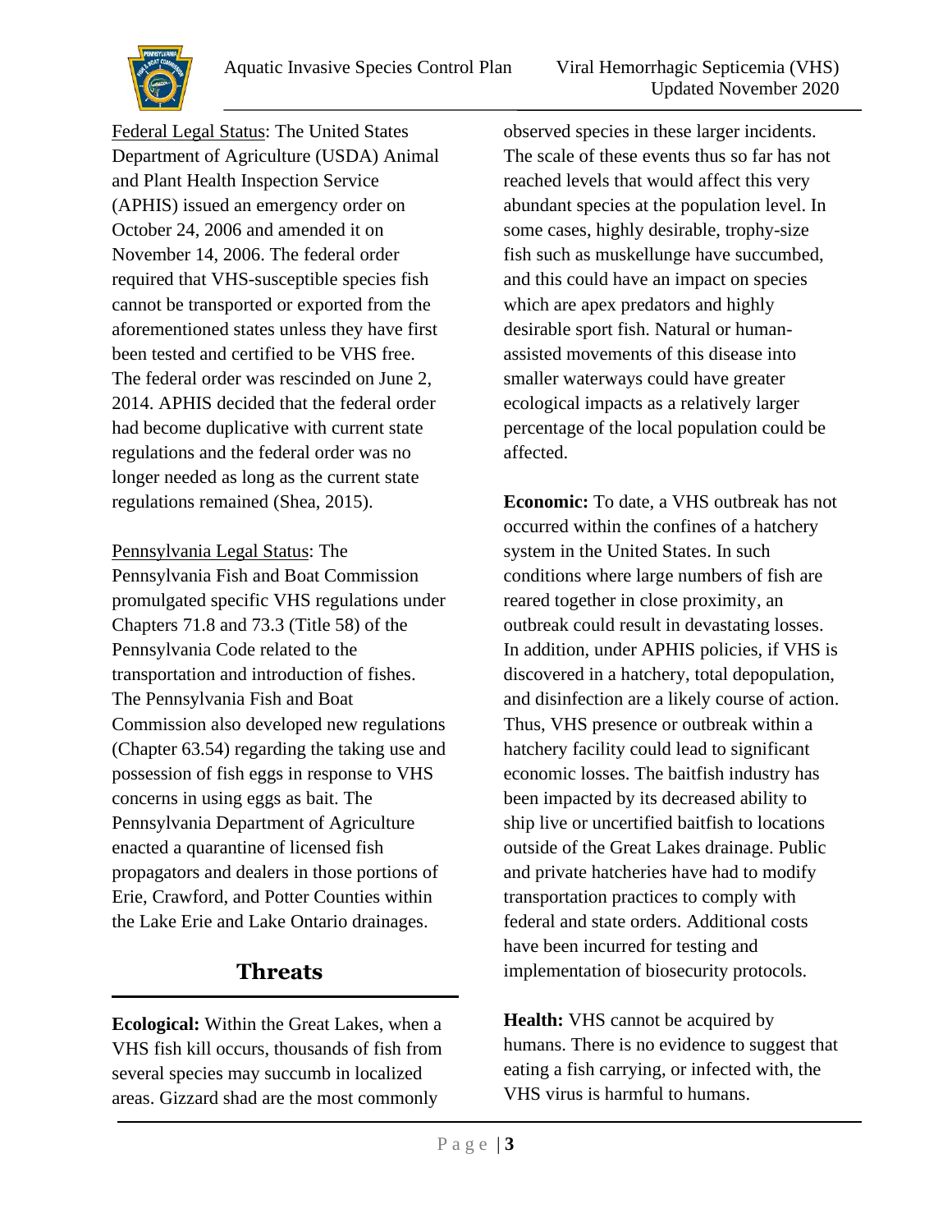Federal Legal Status: The United States Department of Agriculture (USDA) Animal and Plant Health Inspection Service (APHIS) issued an emergency order on October 24, 2006 and amended it on November 14, 2006. The federal order required that VHS-susceptible species fish cannot be transported or exported from the aforementioned states unless they have first been tested and certified to be VHS free. The federal order was rescinded on June 2, 2014. APHIS decided that the federal order had become duplicative with current state regulations and the federal order was no longer needed as long as the current state regulations remained (Shea, 2015).

Pennsylvania Legal Status: The Pennsylvania Fish and Boat Commission promulgated specific VHS regulations under Chapters 71.8 and 73.3 (Title 58) of the Pennsylvania Code related to the transportation and introduction of fishes. The Pennsylvania Fish and Boat Commission also developed new regulations (Chapter 63.54) regarding the taking use and possession of fish eggs in response to VHS concerns in using eggs as bait. The Pennsylvania Department of Agriculture enacted a quarantine of licensed fish propagators and dealers in those portions of Erie, Crawford, and Potter Counties within the Lake Erie and Lake Ontario drainages.

## Threats

**Ecological:** Within the Great Lakes, when a VHS fish kill occurs, thousands of fish from several species may succumb in localized areas. Gizzard shad are the most commonly observed species in these larger incidents. The scale of these events thus so far has not reached levels that would affect this very abundant species at the population level. In some cases, highly desirable, trophy-size fish such as muskellunge have succumbed, and this could have an impact on species which are apex predators and highly desirable sport fish. Natural or human-assisted movements of this disease into smaller waterways could have greater ecological impacts as a relatively larger percentage of the local population could be affected.

**Economic:** To date, a VHS outbreak has not occurred within the confines of a hatchery system in the United States. In such conditions where large numbers of fish are reared together in close proximity, an outbreak could result in devastating losses. In addition, under APHIS policies, if VHS is discovered in a hatchery, total depopulation, and disinfection are a likely course of action. Thus, VHS presence or outbreak within a hatchery facility could lead to significant economic losses. The baitfish industry has been impacted by its decreased ability to ship live or uncertified baitfish to locations outside of the Great Lakes drainage. Public and private hatcheries have had to modify transportation practices to comply with federal and state orders. Additional costs have been incurred for testing and implementation of biosecurity protocols.

**Health:** VHS cannot be acquired by humans. There is no evidence to suggest that eating a fish carrying, or infected with, the VHS virus is harmful to humans.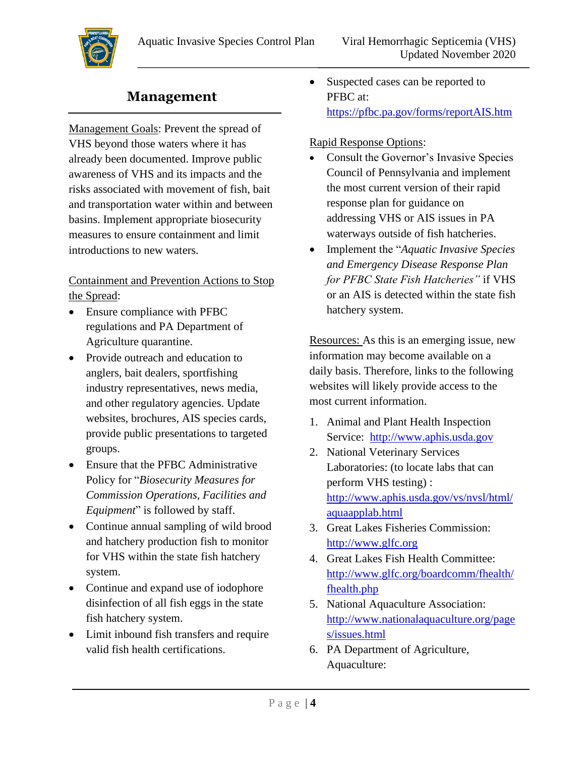## Management

Management Goals: Prevent the spread of VHS beyond those waters where it has already been documented. Improve public awareness of VHS and its impacts and the risks associated with movement of fish, bait and transportation water within and between basins. Implement appropriate biosecurity measures to ensure containment and limit introductions to new waters.

Containment and Prevention Actions to Stop the Spread:

- Ensure compliance with PFBC regulations and PA Department of Agriculture quarantine.
- Provide outreach and education to anglers, bait dealers, sportfishing industry representatives, news media, and other regulatory agencies. Update websites, brochures, AIS species cards, provide public presentations to targeted groups.
- Ensure that the PFBC Administrative Policy for "*Biosecurity Measures for Commission Operations, Facilities and Equipment*" is followed by staff.
- Continue annual sampling of wild brood and hatchery production fish to monitor for VHS within the state fish hatchery system.
- Continue and expand use of iodophore disinfection of all fish eggs in the state fish hatchery system.
- Limit inbound fish transfers and require valid fish health certifications.
- Suspected cases can be reported to PFBC at: https://pfbc.pa.gov/forms/reportAIS.htm

Rapid Response Options:

- Consult the Governor's Invasive Species Council of Pennsylvania and implement the most current version of their rapid response plan for guidance on addressing VHS or AIS issues in PA waterways outside of fish hatcheries.
- Implement the "*Aquatic Invasive Species and Emergency Disease Response Plan for PFBC State Fish Hatcheries"* if VHS or an AIS is detected within the state fish hatchery system.

Resources: As this is an emerging issue, new information may become available on a daily basis. Therefore, links to the following websites will likely provide access to the most current information.

1. Animal and Plant Health Inspection Service: http://www.aphis.usda.gov
2. National Veterinary Services Laboratories: (to locate labs that can perform VHS testing) : http://www.aphis.usda.gov/vs/nvsl/html/aquaapplab.html
3. Great Lakes Fisheries Commission: http://www.glfc.org
4. Great Lakes Fish Health Committee: http://www.glfc.org/boardcomm/fhealth/fhealth.php
5. National Aquaculture Association: http://www.nationalaquaculture.org/pages/issues.html
6. PA Department of Agriculture, Aquaculture: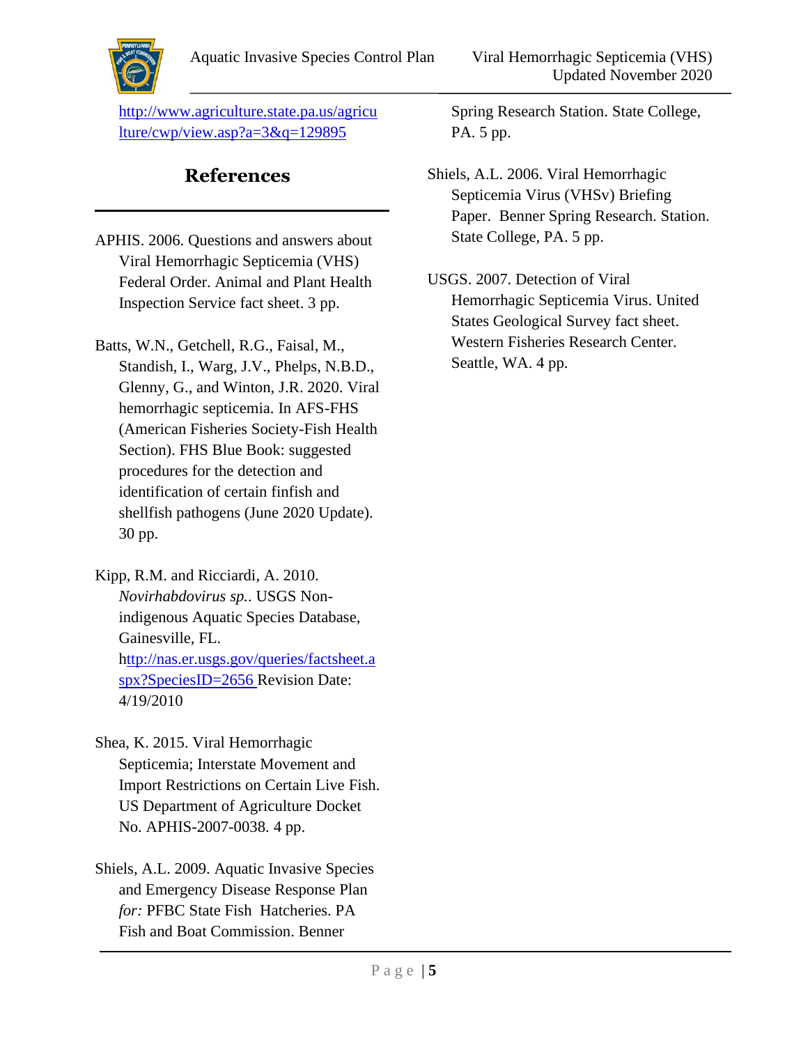http://www.agriculture.state.pa.us/agriculture/cwp/view.asp?a=3&q=129895

## References

APHIS. 2006. Questions and answers about Viral Hemorrhagic Septicemia (VHS) Federal Order. Animal and Plant Health Inspection Service fact sheet. 3 pp.

Batts, W.N., Getchell, R.G., Faisal, M., Standish, I., Warg, J.V., Phelps, N.B.D., Glenny, G., and Winton, J.R. 2020. Viral hemorrhagic septicemia. In AFS-FHS (American Fisheries Society-Fish Health Section). FHS Blue Book: suggested procedures for the detection and identification of certain finfish and shellfish pathogens (June 2020 Update). 30 pp.

Kipp, R.M. and Ricciardi, A. 2010. *Novirhabdovirus sp.*. USGS Non-indigenous Aquatic Species Database, Gainesville, FL. http://nas.er.usgs.gov/queries/factsheet.aspx?SpeciesID=2656 Revision Date: 4/19/2010

Shea, K. 2015. Viral Hemorrhagic Septicemia; Interstate Movement and Import Restrictions on Certain Live Fish. US Department of Agriculture Docket No. APHIS-2007-0038. 4 pp.

Shiels, A.L. 2009. Aquatic Invasive Species and Emergency Disease Response Plan *for:* PFBC State Fish Hatcheries. PA Fish and Boat Commission. Benner Spring Research Station. State College, PA. 5 pp.

Shiels, A.L. 2006. Viral Hemorrhagic Septicemia Virus (VHSv) Briefing Paper. Benner Spring Research. Station. State College, PA. 5 pp.

USGS. 2007. Detection of Viral Hemorrhagic Septicemia Virus. United States Geological Survey fact sheet. Western Fisheries Research Center. Seattle, WA. 4 pp.